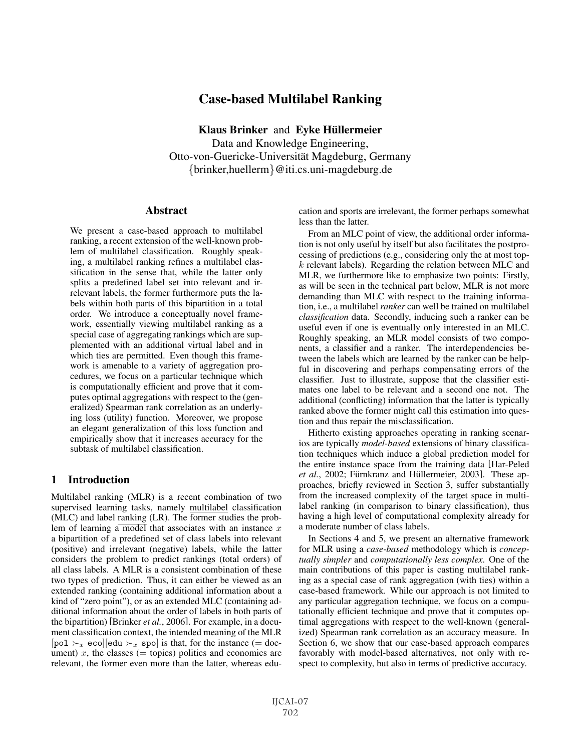# Case-based Multilabel Ranking

**Klaus Brinker** and **Eyke Hüllermeier**

Data and Knowledge Engineering,
Otto-von-Guericke-Universität Magdeburg, Germany
{brinker,huellerm}@iti.cs.uni-magdeburg.de

## Abstract

We present a case-based approach to multilabel ranking, a recent extension of the well-known problem of multilabel classification. Roughly speaking, a multilabel ranking refines a multilabel classification in the sense that, while the latter only splits a predefined label set into relevant and irrelevant labels, the former furthermore puts the labels within both parts of this bipartition in a total order. We introduce a conceptually novel framework, essentially viewing multilabel ranking as a special case of aggregating rankings which are supplemented with an additional virtual label and in which ties are permitted. Even though this framework is amenable to a variety of aggregation procedures, we focus on a particular technique which is computationally efficient and prove that it computes optimal aggregations with respect to the (generalized) Spearman rank correlation as an underlying loss (utility) function. Moreover, we propose an elegant generalization of this loss function and empirically show that it increases accuracy for the subtask of multilabel classification.

## 1 Introduction

Multilabel ranking (MLR) is a recent combination of two supervised learning tasks, namely multilabel classification (MLC) and label ranking (LR). The former studies the problem of learning a model that associates with an instance $x$ a bipartition of a predefined set of class labels into relevant (positive) and irrelevant (negative) labels, while the latter considers the problem to predict rankings (total orders) of all class labels. A MLR is a consistent combination of these two types of prediction. Thus, it can either be viewed as an extended ranking (containing additional information about a kind of "zero point"), or as an extended MLC (containing additional information about the order of labels in both parts of the bipartition) [Brinker *et al.*, 2006]. For example, in a document classification context, the intended meaning of the MLR $[\texttt{pol} \succ_x \texttt{eco}][\texttt{edu} \succ_x \texttt{spo}]$ is that, for the instance (= document) $x$, the classes (= topics) politics and economics are relevant, the former even more than the latter, whereas education and sports are irrelevant, the former perhaps somewhat less than the latter.

From an MLC point of view, the additional order information is not only useful by itself but also facilitates the postprocessing of predictions (e.g., considering only the at most top-$k$ relevant labels). Regarding the relation between MLC and MLR, we furthermore like to emphasize two points: Firstly, as will be seen in the technical part below, MLR is not more demanding than MLC with respect to the training information, i.e., a multilabel *ranker* can well be trained on multilabel *classification* data. Secondly, inducing such a ranker can be useful even if one is eventually only interested in an MLC. Roughly speaking, an MLR model consists of two components, a classifier and a ranker. The interdependencies between the labels which are learned by the ranker can be helpful in discovering and perhaps compensating errors of the classifier. Just to illustrate, suppose that the classifier estimates one label to be relevant and a second one not. The additional (conflicting) information that the latter is typically ranked above the former might call this estimation into question and thus repair the misclassification.

Hitherto existing approaches operating in ranking scenarios are typically *model-based* extensions of binary classification techniques which induce a global prediction model for the entire instance space from the training data [Har-Peled *et al.*, 2002; Fürnkranz and Hüllermeier, 2003]. These approaches, briefly reviewed in Section 3, suffer substantially from the increased complexity of the target space in multilabel ranking (in comparison to binary classification), thus having a high level of computational complexity already for a moderate number of class labels.

In Sections 4 and 5, we present an alternative framework for MLR using a *case-based* methodology which is *conceptually simpler* and *computationally less complex*. One of the main contributions of this paper is casting multilabel ranking as a special case of rank aggregation (with ties) within a case-based framework. While our approach is not limited to any particular aggregation technique, we focus on a computationally efficient technique and prove that it computes optimal aggregations with respect to the well-known (generalized) Spearman rank correlation as an accuracy measure. In Section 6, we show that our case-based approach compares favorably with model-based alternatives, not only with respect to complexity, but also in terms of predictive accuracy.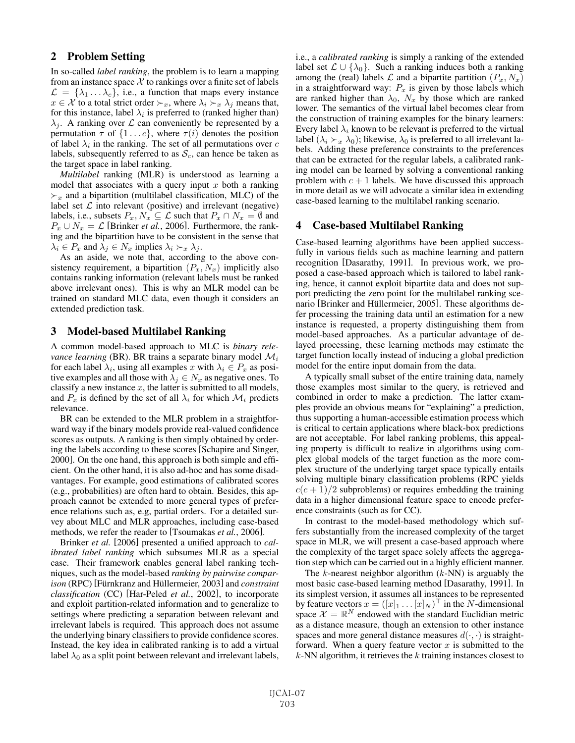## 2 Problem Setting

In so-called *label ranking*, the problem is to learn a mapping from an instance space $\mathcal{X}$ to rankings over a finite set of labels $\mathcal{L} = \{\lambda_1 \dots \lambda_c\}$, i.e., a function that maps every instance $x \in \mathcal{X}$ to a total strict order $\succ_x$, where $\lambda_i \succ_x \lambda_j$ means that, for this instance, label $\lambda_i$ is preferred to (ranked higher than) $\lambda_j$. A ranking over $\mathcal{L}$ can conveniently be represented by a permutation $\tau$ of $\{1 \dots c\}$, where $\tau(i)$ denotes the position of label $\lambda_i$ in the ranking. The set of all permutations over $c$ labels, subsequently referred to as $\mathcal{S}_c$, can hence be taken as the target space in label ranking.

*Multilabel* ranking (MLR) is understood as learning a model that associates with a query input $x$ both a ranking $\succ_x$ and a bipartition (multilabel classification, MLC) of the label set $\mathcal{L}$ into relevant (positive) and irrelevant (negative) labels, i.e., subsets $P_x, N_x \subseteq \mathcal{L}$ such that $P_x \cap N_x = \emptyset$ and $P_x \cup N_x = \mathcal{L}$ [Brinker *et al.*, 2006]. Furthermore, the ranking and the bipartition have to be consistent in the sense that $\lambda_i \in P_x$ and $\lambda_j \in N_x$ implies $\lambda_i \succ_x \lambda_j$.

As an aside, we note that, according to the above consistency requirement, a bipartition $(P_x, N_x)$ implicitly also contains ranking information (relevant labels must be ranked above irrelevant ones). This is why an MLR model can be trained on standard MLC data, even though it considers an extended prediction task.

## 3 Model-based Multilabel Ranking

A common model-based approach to MLC is *binary relevance learning* (BR). BR trains a separate binary model $\mathcal{M}_i$ for each label $\lambda_i$, using all examples $x$ with $\lambda_i \in P_x$ as positive examples and all those with $\lambda_j \in N_x$ as negative ones. To classify a new instance $x$, the latter is submitted to all models, and $P_x$ is defined by the set of all $\lambda_i$ for which $\mathcal{M}_i$ predicts relevance.

BR can be extended to the MLR problem in a straightforward way if the binary models provide real-valued confidence scores as outputs. A ranking is then simply obtained by ordering the labels according to these scores [Schapire and Singer, 2000]. On the one hand, this approach is both simple and efficient. On the other hand, it is also ad-hoc and has some disadvantages. For example, good estimations of calibrated scores (e.g., probabilities) are often hard to obtain. Besides, this approach cannot be extended to more general types of preference relations such as, e.g, partial orders. For a detailed survey about MLC and MLR approaches, including case-based methods, we refer the reader to [Tsoumakas *et al.*, 2006].

Brinker *et al.* [2006] presented a unified approach to *calibrated label ranking* which subsumes MLR as a special case. Their framework enables general label ranking techniques, such as the model-based *ranking by pairwise comparison* (RPC) [Fürnkranz and Hüllermeier, 2003] and *constraint classification* (CC) [Har-Peled *et al.*, 2002], to incorporate and exploit partition-related information and to generalize to settings where predicting a separation between relevant and irrelevant labels is required. This approach does not assume the underlying binary classifiers to provide confidence scores. Instead, the key idea in calibrated ranking is to add a virtual label $\lambda_0$ as a split point between relevant and irrelevant labels, i.e., a *calibrated ranking* is simply a ranking of the extended label set $\mathcal{L} \cup \{\lambda_0\}$. Such a ranking induces both a ranking among the (real) labels $\mathcal{L}$ and a bipartite partition $(P_x, N_x)$ in a straightforward way: $P_x$ is given by those labels which are ranked higher than $\lambda_0$, $N_x$ by those which are ranked lower. The semantics of the virtual label becomes clear from the construction of training examples for the binary learners: Every label $\lambda_i$ known to be relevant is preferred to the virtual label $(\lambda_i \succ_x \lambda_0)$; likewise, $\lambda_0$ is preferred to all irrelevant labels. Adding these preference constraints to the preferences that can be extracted for the regular labels, a calibrated ranking model can be learned by solving a conventional ranking problem with $c + 1$ labels. We have discussed this approach in more detail as we will advocate a similar idea in extending case-based learning to the multilabel ranking scenario.

## 4 Case-based Multilabel Ranking

Case-based learning algorithms have been applied successfully in various fields such as machine learning and pattern recognition [Dasarathy, 1991]. In previous work, we proposed a case-based approach which is tailored to label ranking, hence, it cannot exploit bipartite data and does not support predicting the zero point for the multilabel ranking scenario [Brinker and Hüllermeier, 2005]. These algorithms defer processing the training data until an estimation for a new instance is requested, a property distinguishing them from model-based approaches. As a particular advantage of delayed processing, these learning methods may estimate the target function locally instead of inducing a global prediction model for the entire input domain from the data.

A typically small subset of the entire training data, namely those examples most similar to the query, is retrieved and combined in order to make a prediction. The latter examples provide an obvious means for "explaining" a prediction, thus supporting a human-accessible estimation process which is critical to certain applications where black-box predictions are not acceptable. For label ranking problems, this appealing property is difficult to realize in algorithms using complex global models of the target function as the more complex structure of the underlying target space typically entails solving multiple binary classification problems (RPC yields $c(c+1)/2$ subproblems) or requires embedding the training data in a higher dimensional feature space to encode preference constraints (such as for CC).

In contrast to the model-based methodology which suffers substantially from the increased complexity of the target space in MLR, we will present a case-based approach where the complexity of the target space solely affects the aggregation step which can be carried out in a highly efficient manner.

The $k$-nearest neighbor algorithm ($k$-NN) is arguably the most basic case-based learning method [Dasarathy, 1991]. In its simplest version, it assumes all instances to be represented by feature vectors $x = ([x]_1 \dots [x]_N)^\top$ in the $N$-dimensional space $\mathcal{X} = \mathbb{R}^N$ endowed with the standard Euclidian metric as a distance measure, though an extension to other instance spaces and more general distance measures $d(\cdot, \cdot)$ is straightforward. When a query feature vector $x$ is submitted to the $k$-NN algorithm, it retrieves the $k$ training instances closest to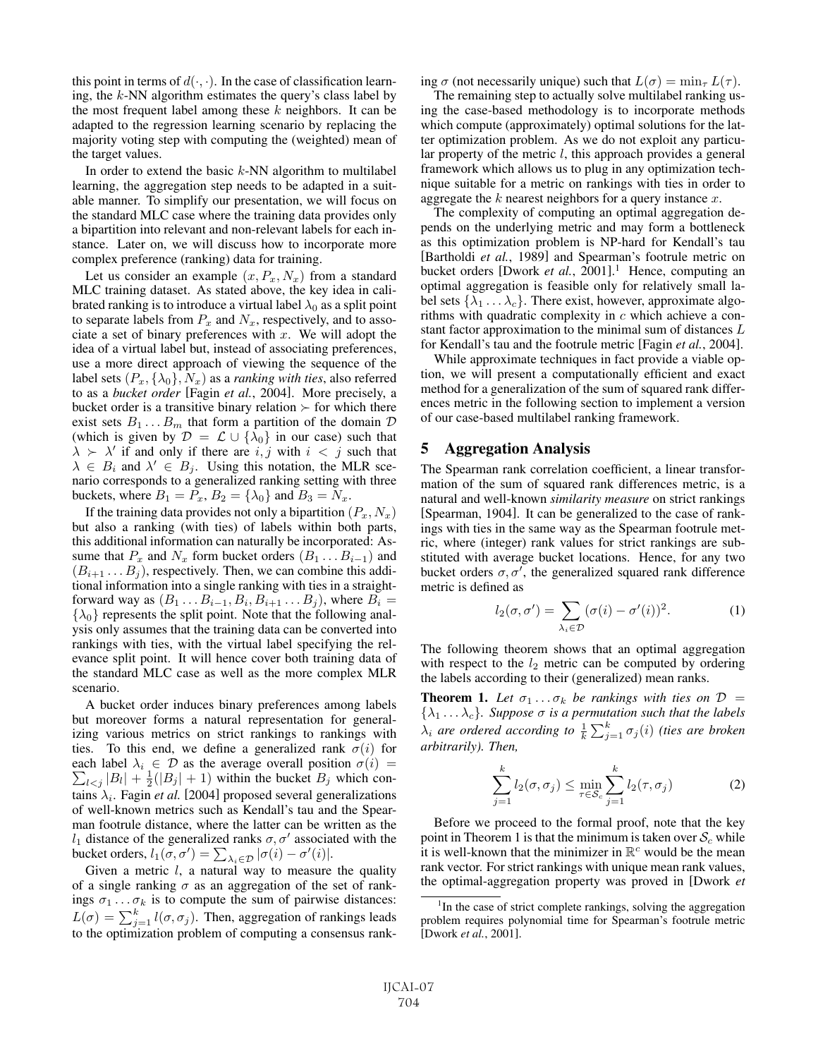this point in terms of $d(\cdot, \cdot)$. In the case of classification learning, the $k$-NN algorithm estimates the query's class label by the most frequent label among these $k$ neighbors. It can be adapted to the regression learning scenario by replacing the majority voting step with computing the (weighted) mean of the target values.

In order to extend the basic $k$-NN algorithm to multilabel learning, the aggregation step needs to be adapted in a suitable manner. To simplify our presentation, we will focus on the standard MLC case where the training data provides only a bipartition into relevant and non-relevant labels for each instance. Later on, we will discuss how to incorporate more complex preference (ranking) data for training.

Let us consider an example $(x, P_x, N_x)$ from a standard MLC training dataset. As stated above, the key idea in calibrated ranking is to introduce a virtual label $\lambda_0$ as a split point to separate labels from $P_x$ and $N_x$, respectively, and to associate a set of binary preferences with $x$. We will adopt the idea of a virtual label but, instead of associating preferences, use a more direct approach of viewing the sequence of the label sets $(P_x, \{\lambda_0\}, N_x)$ as a *ranking with ties*, also referred to as a *bucket order* [Fagin *et al.*, 2004]. More precisely, a bucket order is a transitive binary relation $\succ$ for which there exist sets $B_1 \ldots B_m$ that form a partition of the domain $\mathcal{D}$ (which is given by $\mathcal{D} = \mathcal{L} \cup \{\lambda_0\}$ in our case) such that $\lambda \succ \lambda'$ if and only if there are $i, j$ with $i < j$ such that $\lambda \in B_i$ and $\lambda' \in B_j$. Using this notation, the MLR scenario corresponds to a generalized ranking setting with three buckets, where $B_1 = P_x$, $B_2 = \{\lambda_0\}$ and $B_3 = N_x$.

If the training data provides not only a bipartition $(P_x, N_x)$ but also a ranking (with ties) of labels within both parts, this additional information can naturally be incorporated: Assume that $P_x$ and $N_x$ form bucket orders $(B_1 \ldots B_{i-1})$ and $(B_{i+1} \ldots B_j)$, respectively. Then, we can combine this additional information into a single ranking with ties in a straightforward way as $(B_1 \ldots B_{i-1}, B_i, B_{i+1} \ldots B_j)$, where $B_i = \{\lambda_0\}$ represents the split point. Note that the following analysis only assumes that the training data can be converted into rankings with ties, with the virtual label specifying the relevance split point. It will hence cover both training data of the standard MLC case as well as the more complex MLR scenario.

A bucket order induces binary preferences among labels but moreover forms a natural representation for generalizing various metrics on strict rankings to rankings with ties. To this end, we define a generalized rank $\sigma(i)$ for each label $\lambda_i \in \mathcal{D}$ as the average overall position $\sigma(i) = \sum_{l<j} |B_l| + \frac{1}{2}(|B_j| + 1)$ within the bucket $B_j$ which contains $\lambda_i$. Fagin *et al.* [2004] proposed several generalizations of well-known metrics such as Kendall's tau and the Spearman footrule distance, where the latter can be written as the $l_1$ distance of the generalized ranks $\sigma, \sigma'$ associated with the bucket orders, $l_1(\sigma, \sigma') = \sum_{\lambda_i \in \mathcal{D}} |\sigma(i) - \sigma'(i)|$.

Given a metric $l$, a natural way to measure the quality of a single ranking $\sigma$ as an aggregation of the set of rankings $\sigma_1 \ldots \sigma_k$ is to compute the sum of pairwise distances: $L(\sigma) = \sum_{j=1}^{k} l(\sigma, \sigma_j)$. Then, aggregation of rankings leads to the optimization problem of computing a consensus ranking $\sigma$ (not necessarily unique) such that $L(\sigma) = \min_\tau L(\tau)$.

The remaining step to actually solve multilabel ranking using the case-based methodology is to incorporate methods which compute (approximately) optimal solutions for the latter optimization problem. As we do not exploit any particular property of the metric $l$, this approach provides a general framework which allows us to plug in any optimization technique suitable for a metric on rankings with ties in order to aggregate the $k$ nearest neighbors for a query instance $x$.

The complexity of computing an optimal aggregation depends on the underlying metric and may form a bottleneck as this optimization problem is NP-hard for Kendall's tau [Bartholdi *et al.*, 1989] and Spearman's footrule metric on bucket orders [Dwork *et al.*, 2001].[1] Hence, computing an optimal aggregation is feasible only for relatively small label sets $\{\lambda_1 \ldots \lambda_c\}$. There exist, however, approximate algorithms with quadratic complexity in $c$ which achieve a constant factor approximation to the minimal sum of distances $L$ for Kendall's tau and the footrule metric [Fagin *et al.*, 2004].

While approximate techniques in fact provide a viable option, we will present a computationally efficient and exact method for a generalization of the sum of squared rank differences metric in the following section to implement a version of our case-based multilabel ranking framework.

## 5 Aggregation Analysis

The Spearman rank correlation coefficient, a linear transformation of the sum of squared rank differences metric, is a natural and well-known *similarity measure* on strict rankings [Spearman, 1904]. It can be generalized to the case of rankings with ties in the same way as the Spearman footrule metric, where (integer) rank values for strict rankings are substituted with average bucket locations. Hence, for any two bucket orders $\sigma, \sigma'$, the generalized squared rank difference metric is defined as

$$l_2(\sigma, \sigma') = \sum_{\lambda_i \in \mathcal{D}} (\sigma(i) - \sigma'(i))^2. \tag{1}$$

The following theorem shows that an optimal aggregation with respect to the $l_2$ metric can be computed by ordering the labels according to their (generalized) mean ranks.

**Theorem 1.** *Let $\sigma_1 \ldots \sigma_k$ be rankings with ties on $\mathcal{D} = \{\lambda_1 \ldots \lambda_c\}$. Suppose $\sigma$ is a permutation such that the labels $\lambda_i$ are ordered according to $\frac{1}{k}\sum_{j=1}^{k} \sigma_j(i)$ (ties are broken arbitrarily). Then,*

$$\sum_{j=1}^{k} l_2(\sigma, \sigma_j) \leq \min_{\tau \in \mathcal{S}_c} \sum_{j=1}^{k} l_2(\tau, \sigma_j) \tag{2}$$

Before we proceed to the formal proof, note that the key point in Theorem 1 is that the minimum is taken over $\mathcal{S}_c$ while it is well-known that the minimizer in $\mathbb{R}^c$ would be the mean rank vector. For strict rankings with unique mean rank values, the optimal-aggregation property was proved in [Dwork *et*

[1] In the case of strict complete rankings, solving the aggregation problem requires polynomial time for Spearman's footrule metric [Dwork *et al.*, 2001].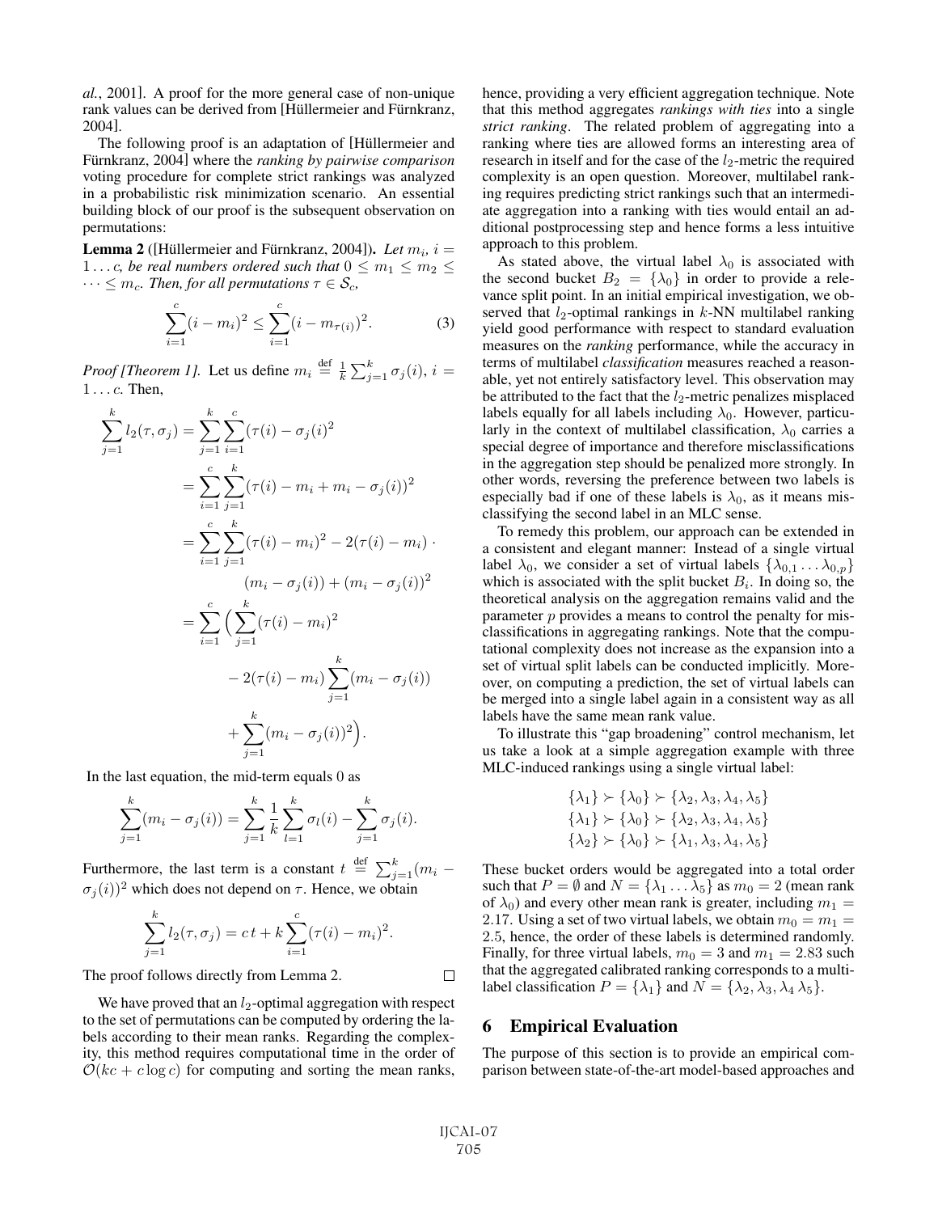*al.*, 2001]. A proof for the more general case of non-unique rank values can be derived from [Hüllermeier and Fürnkranz, 2004].

The following proof is an adaptation of [Hüllermeier and Fürnkranz, 2004] where the *ranking by pairwise comparison* voting procedure for complete strict rankings was analyzed in a probabilistic risk minimization scenario. An essential building block of our proof is the subsequent observation on permutations:

**Lemma 2** ([Hüllermeier and Fürnkranz, 2004]). *Let $m_i$, $i = 1 \dots c$, be real numbers ordered such that $0 \le m_1 \le m_2 \le \dots \le m_c$. Then, for all permutations $\tau \in \mathcal{S}_c$,*

$$\sum_{i=1}^{c}(i - m_i)^2 \le \sum_{i=1}^{c}(i - m_{\tau(i)})^2. \tag{3}$$

*Proof [Theorem 1].* Let us define $m_i \stackrel{\text{def}}{=} \frac{1}{k}\sum_{j=1}^{k}\sigma_j(i)$, $i = 1 \dots c$. Then,

$$
\begin{aligned}
\sum_{j=1}^{k} l_2(\tau, \sigma_j) &= \sum_{j=1}^{k}\sum_{i=1}^{c}(\tau(i) - \sigma_j(i)^2 \\
&= \sum_{i=1}^{c}\sum_{j=1}^{k}(\tau(i) - m_i + m_i - \sigma_j(i))^2 \\
&= \sum_{i=1}^{c}\sum_{j=1}^{k}(\tau(i) - m_i)^2 - 2(\tau(i) - m_i) \cdot \\
&\qquad (m_i - \sigma_j(i)) + (m_i - \sigma_j(i))^2 \\
&= \sum_{i=1}^{c}\Big(\sum_{j=1}^{k}(\tau(i) - m_i)^2 \\
&\qquad - 2(\tau(i) - m_i)\sum_{j=1}^{k}(m_i - \sigma_j(i)) \\
&\qquad + \sum_{j=1}^{k}(m_i - \sigma_j(i))^2\Big).
\end{aligned}
$$

In the last equation, the mid-term equals 0 as

$$\sum_{j=1}^{k}(m_i - \sigma_j(i)) = \sum_{j=1}^{k}\frac{1}{k}\sum_{l=1}^{k}\sigma_l(i) - \sum_{j=1}^{k}\sigma_j(i).$$

Furthermore, the last term is a constant $t \stackrel{\text{def}}{=} \sum_{j=1}^{k}(m_i - \sigma_j(i))^2$ which does not depend on $\tau$. Hence, we obtain

$$\sum_{j=1}^{k} l_2(\tau, \sigma_j) = c\,t + k\sum_{i=1}^{c}(\tau(i) - m_i)^2.$$

The proof follows directly from Lemma 2. □

We have proved that an $l_2$-optimal aggregation with respect to the set of permutations can be computed by ordering the labels according to their mean ranks. Regarding the complexity, this method requires computational time in the order of $\mathcal{O}(kc + c\log c)$ for computing and sorting the mean ranks, hence, providing a very efficient aggregation technique. Note that this method aggregates *rankings with ties* into a single *strict ranking*. The related problem of aggregating into a ranking where ties are allowed forms an interesting area of research in itself and for the case of the $l_2$-metric the required complexity is an open question. Moreover, multilabel ranking requires predicting strict rankings such that an intermediate aggregation into a ranking with ties would entail an additional postprocessing step and hence forms a less intuitive approach to this problem.

As stated above, the virtual label $\lambda_0$ is associated with the second bucket $B_2 = \{\lambda_0\}$ in order to provide a relevance split point. In an initial empirical investigation, we observed that $l_2$-optimal rankings in $k$-NN multilabel ranking yield good performance with respect to standard evaluation measures on the *ranking* performance, while the accuracy in terms of multilabel *classification* measures reached a reasonable, yet not entirely satisfactory level. This observation may be attributed to the fact that the $l_2$-metric penalizes misplaced labels equally for all labels including $\lambda_0$. However, particularly in the context of multilabel classification, $\lambda_0$ carries a special degree of importance and therefore misclassifications in the aggregation step should be penalized more strongly. In other words, reversing the preference between two labels is especially bad if one of these labels is $\lambda_0$, as it means misclassifying the second label in an MLC sense.

To remedy this problem, our approach can be extended in a consistent and elegant manner: Instead of a single virtual label $\lambda_0$, we consider a set of virtual labels $\{\lambda_{0,1} \dots \lambda_{0,p}\}$ which is associated with the split bucket $B_i$. In doing so, the theoretical analysis on the aggregation remains valid and the parameter $p$ provides a means to control the penalty for misclassifications in aggregating rankings. Note that the computational complexity does not increase as the expansion into a set of virtual split labels can be conducted implicitly. Moreover, on computing a prediction, the set of virtual labels can be merged into a single label again in a consistent way as all labels have the same mean rank value.

To illustrate this "gap broadening" control mechanism, let us take a look at a simple aggregation example with three MLC-induced rankings using a single virtual label:

$$
\begin{aligned}
\{\lambda_1\} &\succ \{\lambda_0\} \succ \{\lambda_2, \lambda_3, \lambda_4, \lambda_5\} \\
\{\lambda_1\} &\succ \{\lambda_0\} \succ \{\lambda_2, \lambda_3, \lambda_4, \lambda_5\} \\
\{\lambda_2\} &\succ \{\lambda_0\} \succ \{\lambda_1, \lambda_3, \lambda_4, \lambda_5\}
\end{aligned}
$$

These bucket orders would be aggregated into a total order such that $P = \emptyset$ and $N = \{\lambda_1 \dots \lambda_5\}$ as $m_0 = 2$ (mean rank of $\lambda_0$) and every other mean rank is greater, including $m_1 = 2.17$. Using a set of two virtual labels, we obtain $m_0 = m_1 = 2.5$, hence, the order of these labels is determined randomly. Finally, for three virtual labels, $m_0 = 3$ and $m_1 = 2.83$ such that the aggregated calibrated ranking corresponds to a multilabel classification $P = \{\lambda_1\}$ and $N = \{\lambda_2, \lambda_3, \lambda_4\, \lambda_5\}$.

## 6 Empirical Evaluation

The purpose of this section is to provide an empirical comparison between state-of-the-art model-based approaches and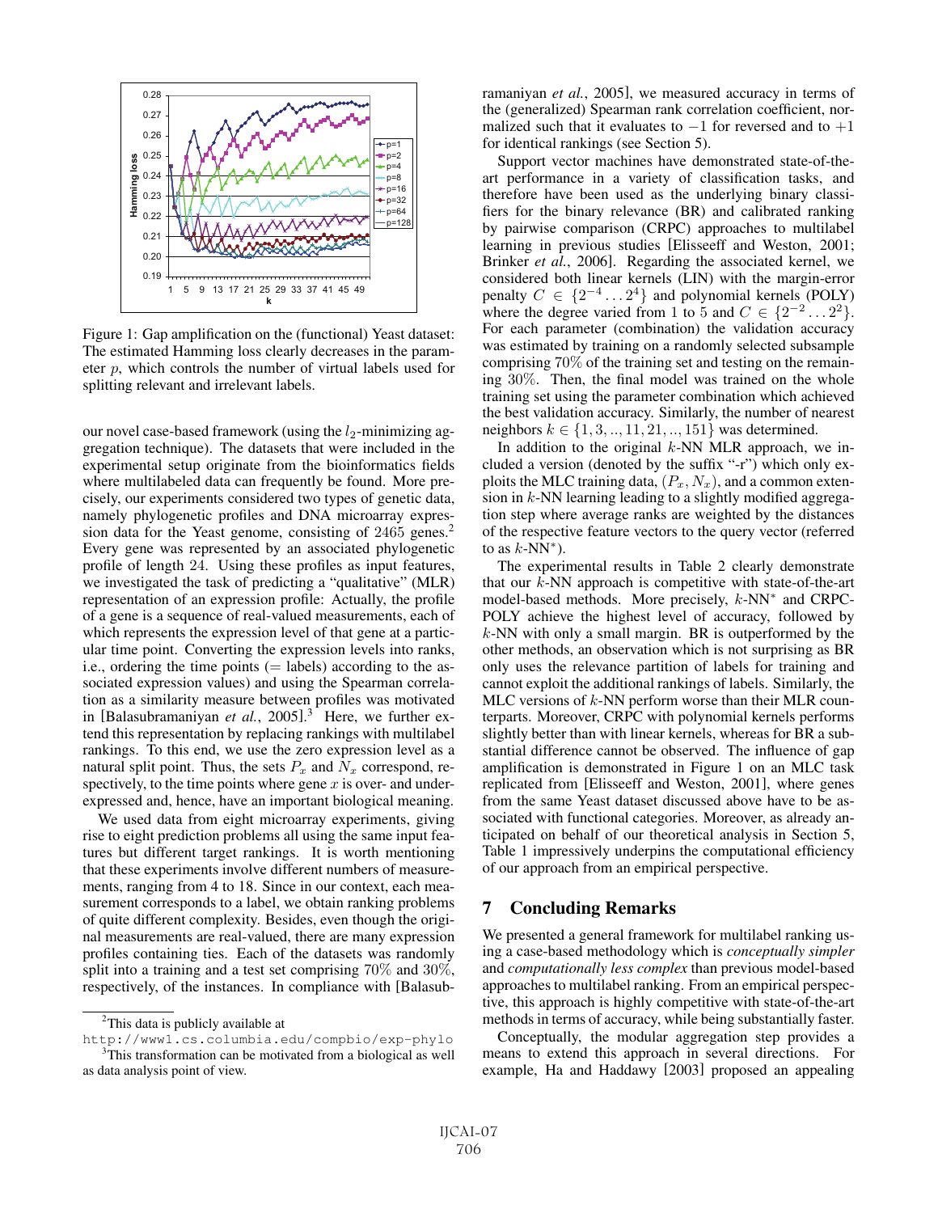Figure 1: Gap amplification on the (functional) Yeast dataset: The estimated Hamming loss clearly decreases in the parameter $p$, which controls the number of virtual labels used for splitting relevant and irrelevant labels.

our novel case-based framework (using the $l_2$-minimizing aggregation technique). The datasets that were included in the experimental setup originate from the bioinformatics fields where multilabeled data can frequently be found. More precisely, our experiments considered two types of genetic data, namely phylogenetic profiles and DNA microarray expression data for the Yeast genome, consisting of 2465 genes.[2] Every gene was represented by an associated phylogenetic profile of length 24. Using these profiles as input features, we investigated the task of predicting a "qualitative" (MLR) representation of an expression profile: Actually, the profile of a gene is a sequence of real-valued measurements, each of which represents the expression level of that gene at a particular time point. Converting the expression levels into ranks, i.e., ordering the time points (= labels) according to the associated expression values) and using the Spearman correlation as a similarity measure between profiles was motivated in [Balasubramaniyan *et al.*, 2005].[3] Here, we further extend this representation by replacing rankings with multilabel rankings. To this end, we use the zero expression level as a natural split point. Thus, the sets $P_x$ and $N_x$ correspond, respectively, to the time points where gene $x$ is over- and under-expressed and, hence, have an important biological meaning.

We used data from eight microarray experiments, giving rise to eight prediction problems all using the same input features but different target rankings. It is worth mentioning that these experiments involve different numbers of measurements, ranging from 4 to 18. Since in our context, each measurement corresponds to a label, we obtain ranking problems of quite different complexity. Besides, even though the original measurements are real-valued, there are many expression profiles containing ties. Each of the datasets was randomly split into a training and a test set comprising 70% and 30%, respectively, of the instances. In compliance with [Balasubramaniyan *et al.*, 2005], we measured accuracy in terms of the (generalized) Spearman rank correlation coefficient, normalized such that it evaluates to $-1$ for reversed and to $+1$ for identical rankings (see Section 5).

Support vector machines have demonstrated state-of-the-art performance in a variety of classification tasks, and therefore have been used as the underlying binary classifiers for the binary relevance (BR) and calibrated ranking by pairwise comparison (CRPC) approaches to multilabel learning in previous studies [Elisseeff and Weston, 2001; Brinker *et al.*, 2006]. Regarding the associated kernel, we considered both linear kernels (LIN) with the margin-error penalty $C \in \{2^{-4} \dots 2^4\}$ and polynomial kernels (POLY) where the degree varied from 1 to 5 and $C \in \{2^{-2} \dots 2^2\}$. For each parameter (combination) the validation accuracy was estimated by training on a randomly selected subsample comprising 70% of the training set and testing on the remaining 30%. Then, the final model was trained on the whole training set using the parameter combination which achieved the best validation accuracy. Similarly, the number of nearest neighbors $k \in \{1, 3, .., 11, 21, .., 151\}$ was determined.

In addition to the original $k$-NN MLR approach, we included a version (denoted by the suffix "-r") which only exploits the MLC training data, $(P_x, N_x)$, and a common extension in $k$-NN learning leading to a slightly modified aggregation step where average ranks are weighted by the distances of the respective feature vectors to the query vector (referred to as $k$-NN$^*$).

The experimental results in Table 2 clearly demonstrate that our $k$-NN approach is competitive with state-of-the-art model-based methods. More precisely, $k$-NN$^*$ and CRPC-POLY achieve the highest level of accuracy, followed by $k$-NN with only a small margin. BR is outperformed by the other methods, an observation which is not surprising as BR only uses the relevance partition of labels for training and cannot exploit the additional rankings of labels. Similarly, the MLC versions of $k$-NN perform worse than their MLR counterparts. Moreover, CRPC with polynomial kernels performs slightly better than with linear kernels, whereas for BR a substantial difference cannot be observed. The influence of gap amplification is demonstrated in Figure 1 on an MLC task replicated from [Elisseeff and Weston, 2001], where genes from the same Yeast dataset discussed above have to be associated with functional categories. Moreover, as already anticipated on behalf of our theoretical analysis in Section 5, Table 1 impressively underpins the computational efficiency of our approach from an empirical perspective.

## 7 Concluding Remarks

We presented a general framework for multilabel ranking using a case-based methodology which is *conceptually simpler* and *computationally less complex* than previous model-based approaches to multilabel ranking. From an empirical perspective, this approach is highly competitive with state-of-the-art methods in terms of accuracy, while being substantially faster.

Conceptually, the modular aggregation step provides a means to extend this approach in several directions. For example, Ha and Haddawy [2003] proposed an appealing

---

[2] This data is publicly available at http://www1.cs.columbia.edu/compbio/exp-phylo

[3] This transformation can be motivated from a biological as well as data analysis point of view.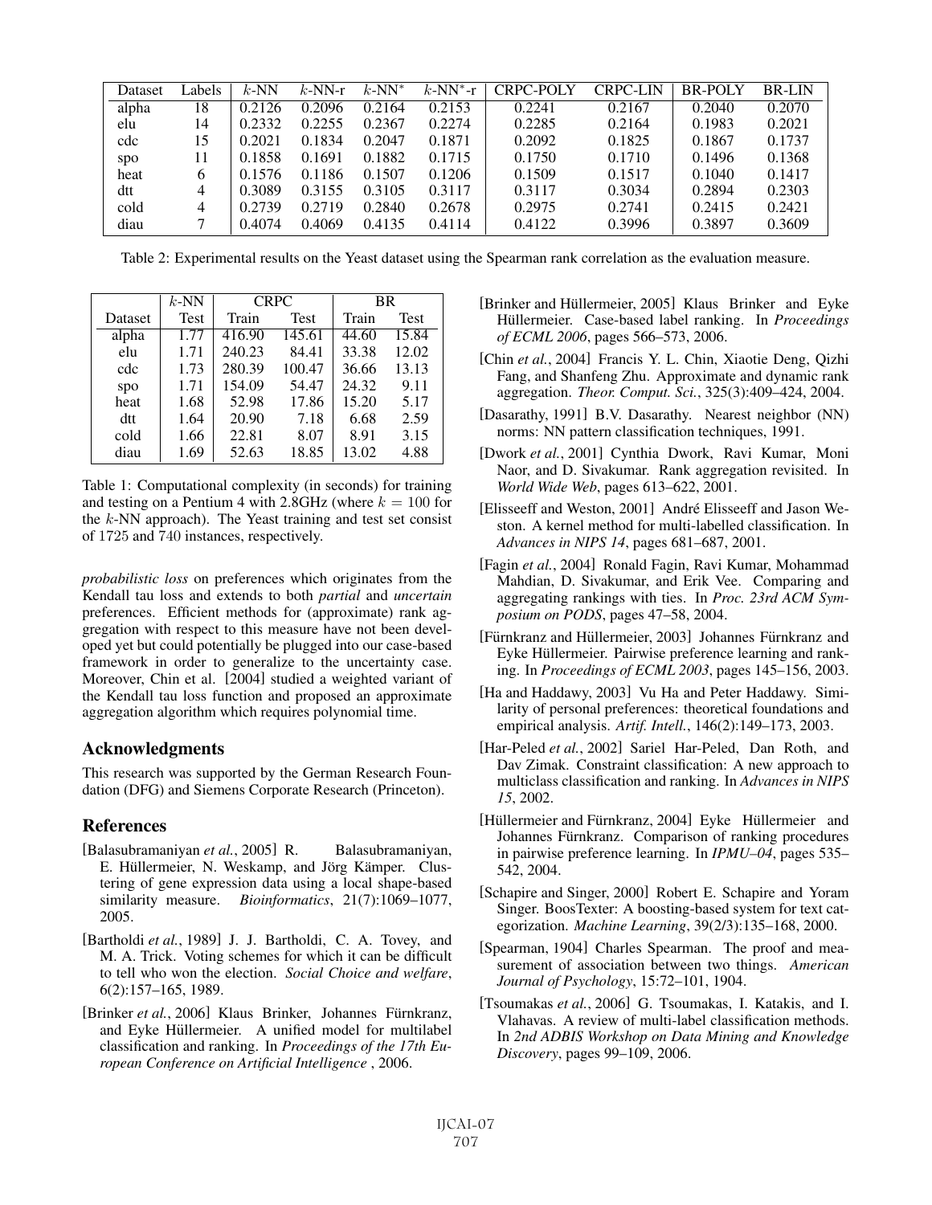| Dataset | Labels | $k$-NN | $k$-NN-r | $k$-NN$^*$ | $k$-NN$^*$-r | CRPC-POLY | CRPC-LIN | BR-POLY | BR-LIN |
|---|---|---|---|---|---|---|---|---|---|
| alpha | 18 | 0.2126 | 0.2096 | 0.2164 | 0.2153 | 0.2241 | 0.2167 | 0.2040 | 0.2070 |
| elu | 14 | 0.2332 | 0.2255 | 0.2367 | 0.2274 | 0.2285 | 0.2164 | 0.1983 | 0.2021 |
| cdc | 15 | 0.2021 | 0.1834 | 0.2047 | 0.1871 | 0.2092 | 0.1825 | 0.1867 | 0.1737 |
| spo | 11 | 0.1858 | 0.1691 | 0.1882 | 0.1715 | 0.1750 | 0.1710 | 0.1496 | 0.1368 |
| heat | 6 | 0.1576 | 0.1186 | 0.1507 | 0.1206 | 0.1509 | 0.1517 | 0.1040 | 0.1417 |
| dtt | 4 | 0.3089 | 0.3155 | 0.3105 | 0.3117 | 0.3117 | 0.3034 | 0.2894 | 0.2303 |
| cold | 4 | 0.2739 | 0.2719 | 0.2840 | 0.2678 | 0.2975 | 0.2741 | 0.2415 | 0.2421 |
| diau | 7 | 0.4074 | 0.4069 | 0.4135 | 0.4114 | 0.4122 | 0.3996 | 0.3897 | 0.3609 |

Table 2: Experimental results on the Yeast dataset using the Spearman rank correlation as the evaluation measure.

| | $k$-NN | CRPC | | BR | |
|---|---|---|---|---|---|
| Dataset | Test | Train | Test | Train | Test |
| alpha | 1.77 | 416.90 | 145.61 | 44.60 | 15.84 |
| elu | 1.71 | 240.23 | 84.41 | 33.38 | 12.02 |
| cdc | 1.73 | 280.39 | 100.47 | 36.66 | 13.13 |
| spo | 1.71 | 154.09 | 54.47 | 24.32 | 9.11 |
| heat | 1.68 | 52.98 | 17.86 | 15.20 | 5.17 |
| dtt | 1.64 | 20.90 | 7.18 | 6.68 | 2.59 |
| cold | 1.66 | 22.81 | 8.07 | 8.91 | 3.15 |
| diau | 1.69 | 52.63 | 18.85 | 13.02 | 4.88 |

Table 1: Computational complexity (in seconds) for training and testing on a Pentium 4 with 2.8GHz (where $k = 100$ for the $k$-NN approach). The Yeast training and test set consist of 1725 and 740 instances, respectively.

*probabilistic loss* on preferences which originates from the Kendall tau loss and extends to both *partial* and *uncertain* preferences. Efficient methods for (approximate) rank aggregation with respect to this measure have not been developed yet but could potentially be plugged into our case-based framework in order to generalize to the uncertainty case. Moreover, Chin et al. [2004] studied a weighted variant of the Kendall tau loss function and proposed an approximate aggregation algorithm which requires polynomial time.

## Acknowledgments

This research was supported by the German Research Foundation (DFG) and Siemens Corporate Research (Princeton).

## References

[Balasubramaniyan *et al.*, 2005] R. Balasubramaniyan, E. Hüllermeier, N. Weskamp, and Jörg Kämper. Clustering of gene expression data using a local shape-based similarity measure. *Bioinformatics*, 21(7):1069–1077, 2005.

[Bartholdi *et al.*, 1989] J. J. Bartholdi, C. A. Tovey, and M. A. Trick. Voting schemes for which it can be difficult to tell who won the election. *Social Choice and welfare*, 6(2):157–165, 1989.

[Brinker *et al.*, 2006] Klaus Brinker, Johannes Fürnkranz, and Eyke Hüllermeier. A unified model for multilabel classification and ranking. In *Proceedings of the 17th European Conference on Artificial Intelligence* , 2006.

[Brinker and Hüllermeier, 2005] Klaus Brinker and Eyke Hüllermeier. Case-based label ranking. In *Proceedings of ECML 2006*, pages 566–573, 2006.

[Chin *et al.*, 2004] Francis Y. L. Chin, Xiaotie Deng, Qizhi Fang, and Shanfeng Zhu. Approximate and dynamic rank aggregation. *Theor. Comput. Sci.*, 325(3):409–424, 2004.

[Dasarathy, 1991] B.V. Dasarathy. Nearest neighbor (NN) norms: NN pattern classification techniques, 1991.

[Dwork *et al.*, 2001] Cynthia Dwork, Ravi Kumar, Moni Naor, and D. Sivakumar. Rank aggregation revisited. In *World Wide Web*, pages 613–622, 2001.

[Elisseeff and Weston, 2001] André Elisseeff and Jason Weston. A kernel method for multi-labelled classification. In *Advances in NIPS 14*, pages 681–687, 2001.

[Fagin *et al.*, 2004] Ronald Fagin, Ravi Kumar, Mohammad Mahdian, D. Sivakumar, and Erik Vee. Comparing and aggregating rankings with ties. In *Proc. 23rd ACM Symposium on PODS*, pages 47–58, 2004.

[Fürnkranz and Hüllermeier, 2003] Johannes Fürnkranz and Eyke Hüllermeier. Pairwise preference learning and ranking. In *Proceedings of ECML 2003*, pages 145–156, 2003.

[Ha and Haddawy, 2003] Vu Ha and Peter Haddawy. Similarity of personal preferences: theoretical foundations and empirical analysis. *Artif. Intell.*, 146(2):149–173, 2003.

[Har-Peled *et al.*, 2002] Sariel Har-Peled, Dan Roth, and Dav Zimak. Constraint classification: A new approach to multiclass classification and ranking. In *Advances in NIPS 15*, 2002.

[Hüllermeier and Fürnkranz, 2004] Eyke Hüllermeier and Johannes Fürnkranz. Comparison of ranking procedures in pairwise preference learning. In *IPMU–04*, pages 535–542, 2004.

[Schapire and Singer, 2000] Robert E. Schapire and Yoram Singer. BoosTexter: A boosting-based system for text categorization. *Machine Learning*, 39(2/3):135–168, 2000.

[Spearman, 1904] Charles Spearman. The proof and measurement of association between two things. *American Journal of Psychology*, 15:72–101, 1904.

[Tsoumakas *et al.*, 2006] G. Tsoumakas, I. Katakis, and I. Vlahavas. A review of multi-label classification methods. In *2nd ADBIS Workshop on Data Mining and Knowledge Discovery*, pages 99–109, 2006.